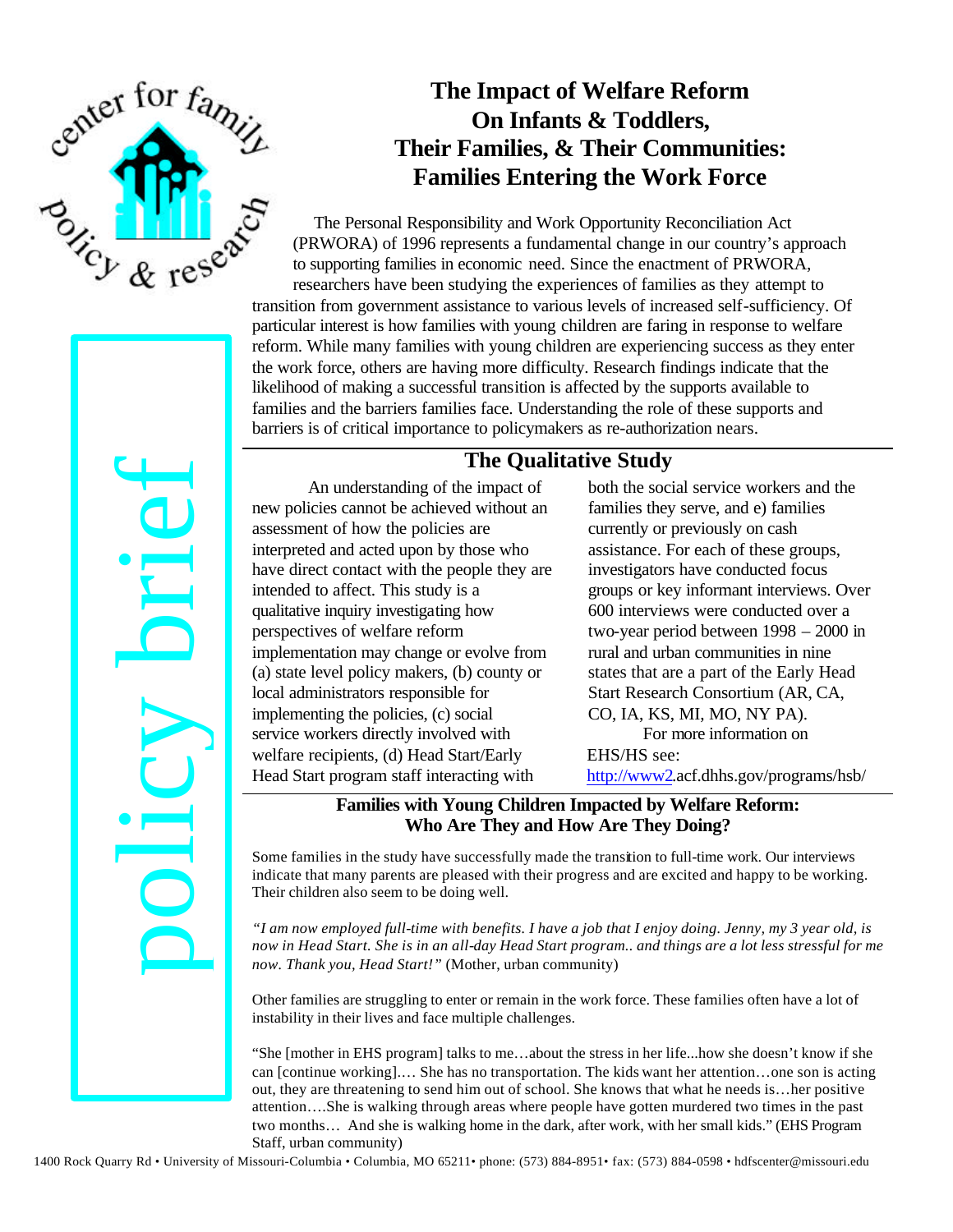# The Impact of Welfare Reform On Infants & Toddlers, Their Families, & Their Communities: Families Entering the Work Force

policy brief

The Personal Responsibility and Work Opportunity Reconciliation Act (PRWORA) of 1996 represents a fundamental change in our country's approach to supporting families in economic need. Since the enactment of PRWORA, researchers have been studying the experiences of families as they attempt to transition from government assistance to various levels of increased self-sufficiency. Of particular interest is how families with young children are faring in response to welfare reform. While many families with young children are experiencing success as they enter the work force, others are having more difficulty. Research findings indicate that the likelihood of making a successful transition is affected by the supports available to families and the barriers families face. Understanding the role of these supports and barriers is of critical importance to policymakers as re-authorization nears.

## The Qualitative Study

An understanding of the impact of new policies cannot be achieved without an assessment of how the policies are interpreted and acted upon by those who have direct contact with the people they are intended to affect. This study is a qualitative inquiry investigating how perspectives of welfare reform implementation may change or evolve from (a) state level policy makers, (b) county or local administrators responsible for implementing the policies, (c) social service workers directly involved with welfare recipients, (d) Head Start/Early Head Start program staff interacting with both the social service workers and the families they serve, and e) families currently or previously on cash assistance. For each of these groups, investigators have conducted focus groups or key informant interviews. Over 600 interviews were conducted over a two-year period between 1998 – 2000 in rural and urban communities in nine states that are a part of the Early Head Start Research Consortium (AR, CA, CO, IA, KS, MI, MO, NY PA).

For more information on EHS/HS see: http://www2.acf.dhhs.gov/programs/hsb/

### Families with Young Children Impacted by Welfare Reform: Who Are They and How Are They Doing?

Some families in the study have successfully made the transition to full-time work. Our interviews indicate that many parents are pleased with their progress and are excited and happy to be working. Their children also seem to be doing well.

*"I am now employed full-time with benefits. I have a job that I enjoy doing. Jenny, my 3 year old, is now in Head Start. She is in an all-day Head Start program.. and things are a lot less stressful for me now. Thank you, Head Start!"* (Mother, urban community)

Other families are struggling to enter or remain in the work force. These families often have a lot of instability in their lives and face multiple challenges.

"She [mother in EHS program] talks to me…about the stress in her life...how she doesn't know if she can [continue working].… She has no transportation. The kids want her attention…one son is acting out, they are threatening to send him out of school. She knows that what he needs is…her positive attention….She is walking through areas where people have gotten murdered two times in the past two months… And she is walking home in the dark, after work, with her small kids." (EHS Program Staff, urban community)

1400 Rock Quarry Rd • University of Missouri-Columbia • Columbia, MO 65211• phone: (573) 884-8951• fax: (573) 884-0598 • hdfscenter@missouri.edu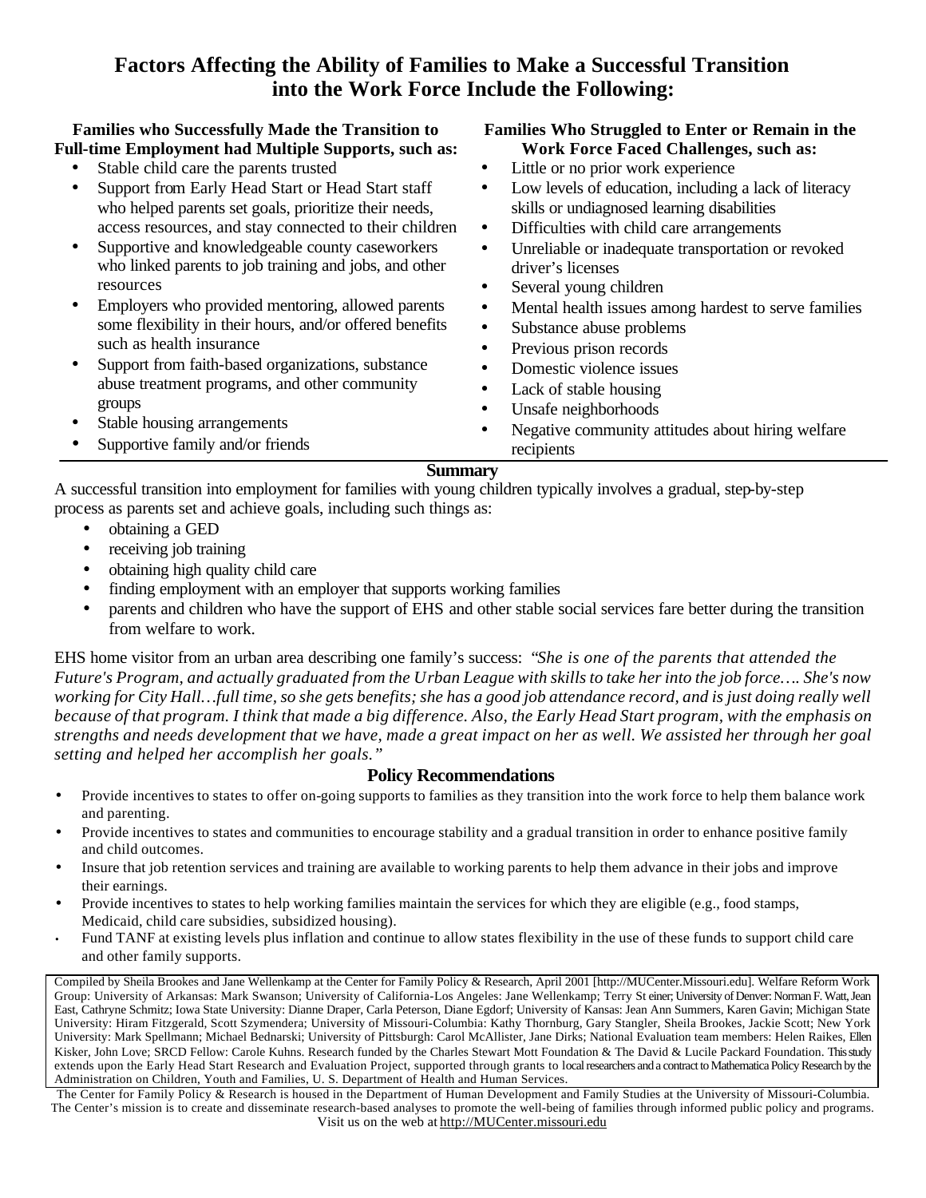# Factors Affecting the Ability of Families to Make a Successful Transition into the Work Force Include the Following:

**Families who Successfully Made the Transition to Full-time Employment had Multiple Supports, such as:**

- Stable child care the parents trusted
- Support from Early Head Start or Head Start staff who helped parents set goals, prioritize their needs, access resources, and stay connected to their children
- Supportive and knowledgeable county caseworkers who linked parents to job training and jobs, and other resources
- Employers who provided mentoring, allowed parents some flexibility in their hours, and/or offered benefits such as health insurance
- Support from faith-based organizations, substance abuse treatment programs, and other community groups
- Stable housing arrangements
- Supportive family and/or friends

**Families Who Struggled to Enter or Remain in the Work Force Faced Challenges, such as:**

- Little or no prior work experience
- Low levels of education, including a lack of literacy skills or undiagnosed learning disabilities
- Difficulties with child care arrangements
- Unreliable or inadequate transportation or revoked driver's licenses
- Several young children
- Mental health issues among hardest to serve families
- Substance abuse problems
- Previous prison records
- Domestic violence issues
- Lack of stable housing
- Unsafe neighborhoods
- Negative community attitudes about hiring welfare recipients

## Summary

A successful transition into employment for families with young children typically involves a gradual, step-by-step process as parents set and achieve goals, including such things as:

- obtaining a GED
- receiving job training
- obtaining high quality child care
- finding employment with an employer that supports working families
- parents and children who have the support of EHS and other stable social services fare better during the transition from welfare to work.

EHS home visitor from an urban area describing one family's success: *"She is one of the parents that attended the Future's Program, and actually graduated from the Urban League with skills to take her into the job force…. She's now working for City Hall…full time, so she gets benefits; she has a good job attendance record, and is just doing really well because of that program. I think that made a big difference. Also, the Early Head Start program, with the emphasis on strengths and needs development that we have, made a great impact on her as well. We assisted her through her goal setting and helped her accomplish her goals."*

## Policy Recommendations

- Provide incentives to states to offer on-going supports to families as they transition into the work force to help them balance work and parenting.
- Provide incentives to states and communities to encourage stability and a gradual transition in order to enhance positive family and child outcomes.
- Insure that job retention services and training are available to working parents to help them advance in their jobs and improve their earnings.
- Provide incentives to states to help working families maintain the services for which they are eligible (e.g., food stamps, Medicaid, child care subsidies, subsidized housing).
- Fund TANF at existing levels plus inflation and continue to allow states flexibility in the use of these funds to support child care and other family supports.

Compiled by Sheila Brookes and Jane Wellenkamp at the Center for Family Policy & Research, April 2001 [http://MUCenter.Missouri.edu]. Welfare Reform Work Group: University of Arkansas: Mark Swanson; University of California-Los Angeles: Jane Wellenkamp; Terry St einer; University of Denver: Norman F. Watt, Jean East, Cathryne Schmitz; Iowa State University: Dianne Draper, Carla Peterson, Diane Egdorf; University of Kansas: Jean Ann Summers, Karen Gavin; Michigan State University: Hiram Fitzgerald, Scott Szymendera; University of Missouri-Columbia: Kathy Thornburg, Gary Stangler, Sheila Brookes, Jackie Scott; New York University: Mark Spellmann; Michael Bednarski; University of Pittsburgh: Carol McAllister, Jane Dirks; National Evaluation team members: Helen Raikes, Ellen Kisker, John Love; SRCD Fellow: Carole Kuhns. Research funded by the Charles Stewart Mott Foundation & The David & Lucile Packard Foundation. This study extends upon the Early Head Start Research and Evaluation Project, supported through grants to local researchers and a contract to Mathematica Policy Research by the Administration on Children, Youth and Families, U. S. Department of Health and Human Services.

The Center for Family Policy & Research is housed in the Department of Human Development and Family Studies at the University of Missouri-Columbia. The Center's mission is to create and disseminate research-based analyses to promote the well-being of families through informed public policy and programs. Visit us on the web at http://MUCenter.missouri.edu